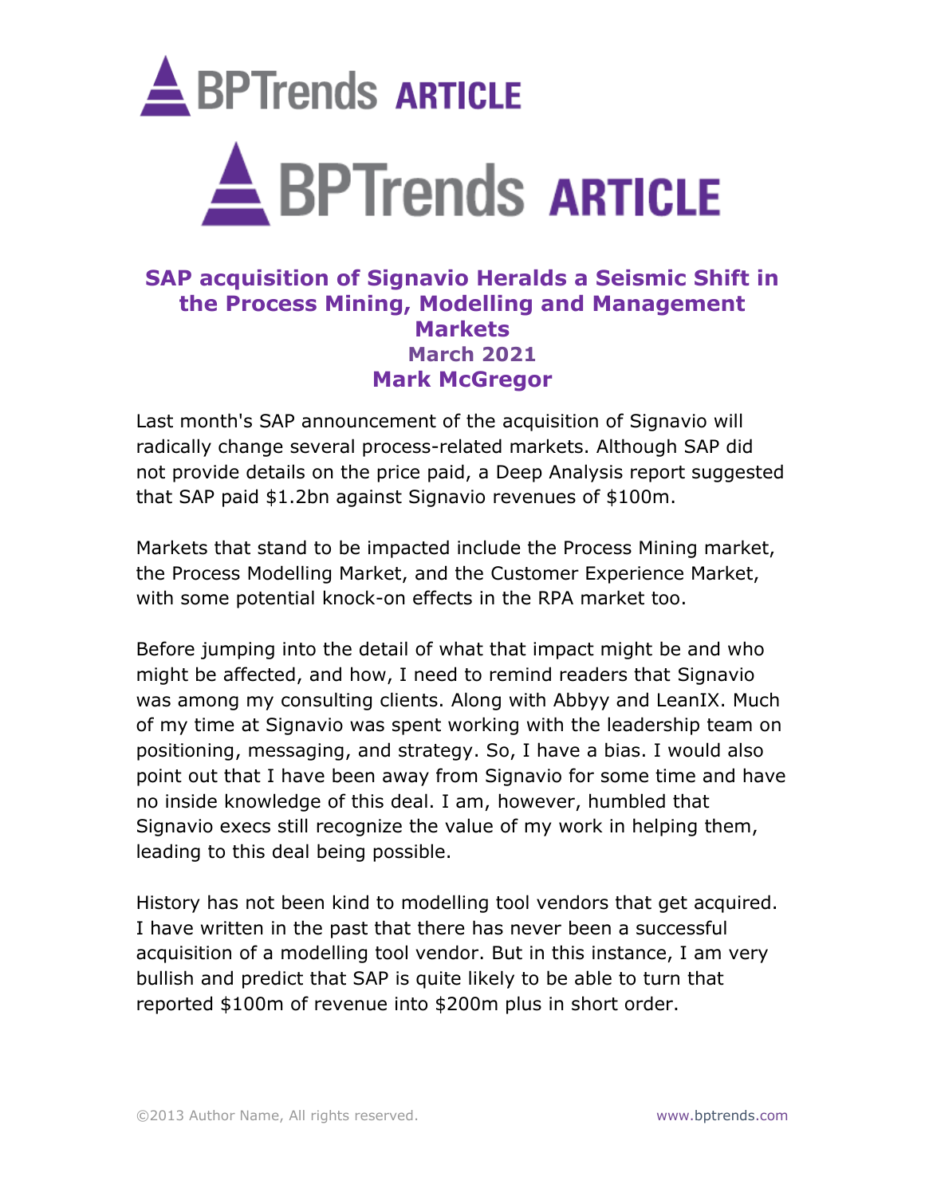# SAP acquisition of Signavio Heralds a Seismic Shift in the Process Mining, Modelling and Management Markets

**March 2021**

**Mark McGregor**

Last month's SAP announcement of the acquisition of Signavio will radically change several process-related markets. Although SAP did not provide details on the price paid, a Deep Analysis report suggested that SAP paid $1.2bn against Signavio revenues of $100m.

Markets that stand to be impacted include the Process Mining market, the Process Modelling Market, and the Customer Experience Market, with some potential knock-on effects in the RPA market too.

Before jumping into the detail of what that impact might be and who might be affected, and how, I need to remind readers that Signavio was among my consulting clients. Along with Abbyy and LeanIX. Much of my time at Signavio was spent working with the leadership team on positioning, messaging, and strategy. So, I have a bias. I would also point out that I have been away from Signavio for some time and have no inside knowledge of this deal. I am, however, humbled that Signavio execs still recognize the value of my work in helping them, leading to this deal being possible.

History has not been kind to modelling tool vendors that get acquired. I have written in the past that there has never been a successful acquisition of a modelling tool vendor. But in this instance, I am very bullish and predict that SAP is quite likely to be able to turn that reported $100m of revenue into $200m plus in short order.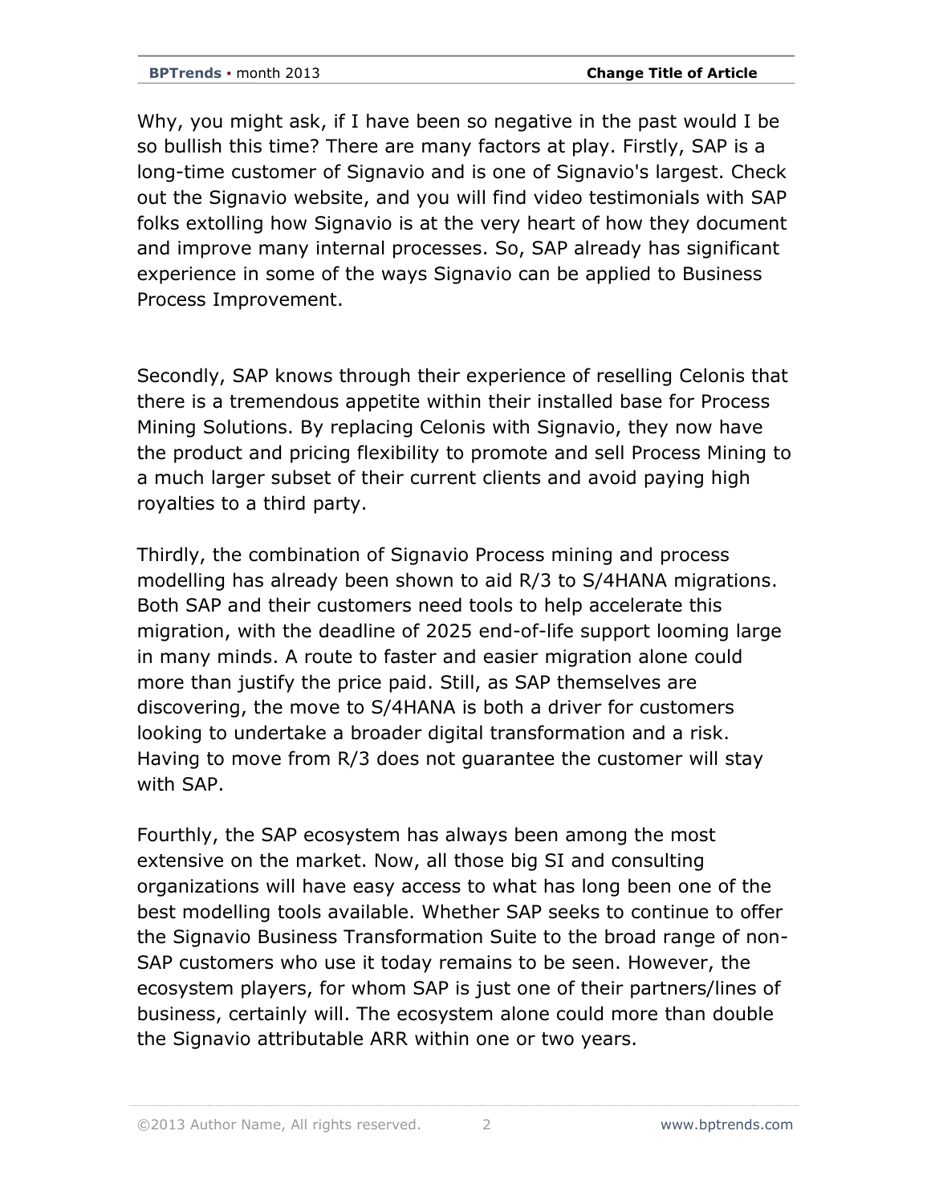Why, you might ask, if I have been so negative in the past would I be so bullish this time? There are many factors at play. Firstly, SAP is a long-time customer of Signavio and is one of Signavio's largest. Check out the Signavio website, and you will find video testimonials with SAP folks extolling how Signavio is at the very heart of how they document and improve many internal processes. So, SAP already has significant experience in some of the ways Signavio can be applied to Business Process Improvement.

Secondly, SAP knows through their experience of reselling Celonis that there is a tremendous appetite within their installed base for Process Mining Solutions. By replacing Celonis with Signavio, they now have the product and pricing flexibility to promote and sell Process Mining to a much larger subset of their current clients and avoid paying high royalties to a third party.

Thirdly, the combination of Signavio Process mining and process modelling has already been shown to aid R/3 to S/4HANA migrations. Both SAP and their customers need tools to help accelerate this migration, with the deadline of 2025 end-of-life support looming large in many minds. A route to faster and easier migration alone could more than justify the price paid. Still, as SAP themselves are discovering, the move to S/4HANA is both a driver for customers looking to undertake a broader digital transformation and a risk. Having to move from R/3 does not guarantee the customer will stay with SAP.

Fourthly, the SAP ecosystem has always been among the most extensive on the market. Now, all those big SI and consulting organizations will have easy access to what has long been one of the best modelling tools available. Whether SAP seeks to continue to offer the Signavio Business Transformation Suite to the broad range of non-SAP customers who use it today remains to be seen. However, the ecosystem players, for whom SAP is just one of their partners/lines of business, certainly will. The ecosystem alone could more than double the Signavio attributable ARR within one or two years.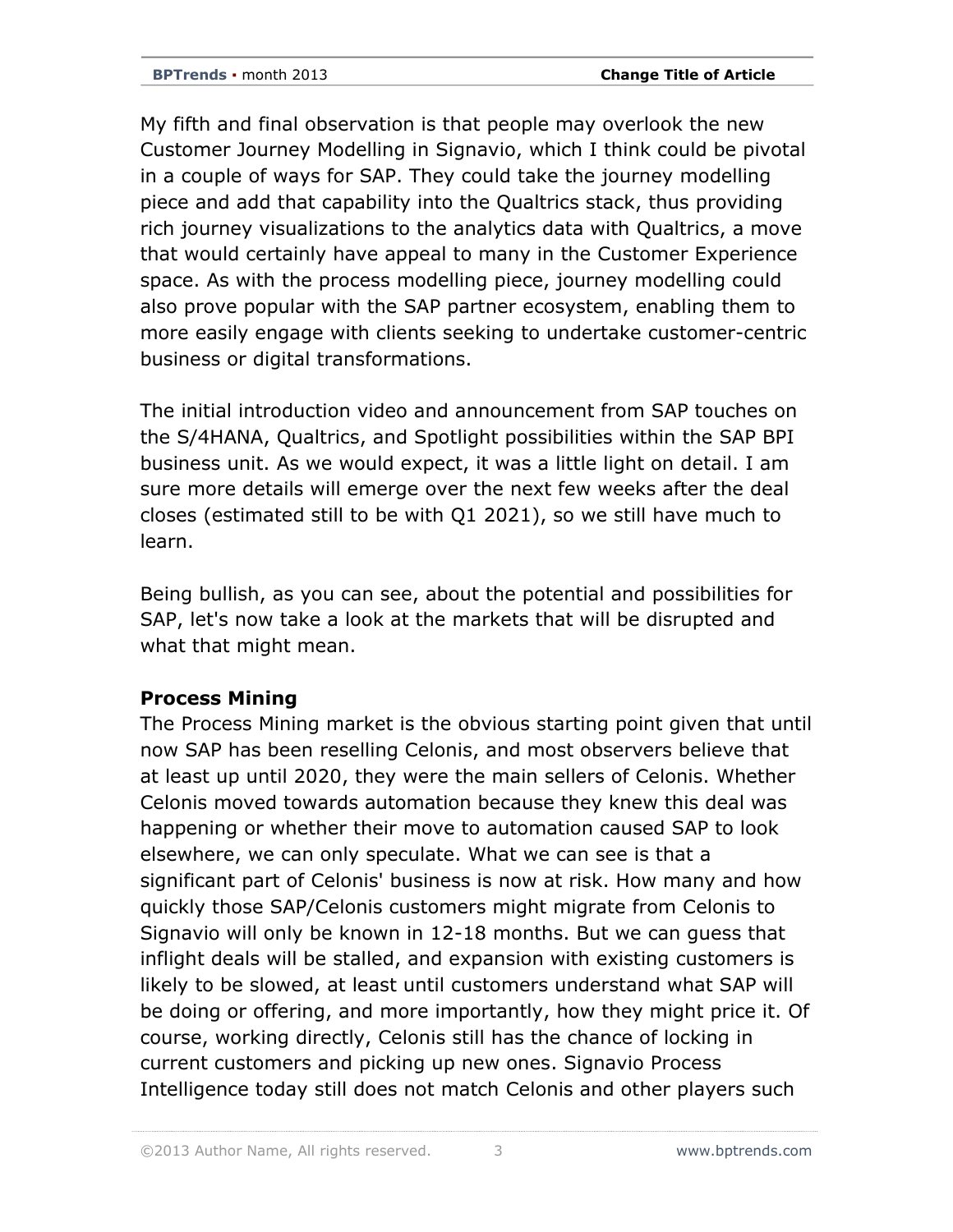My fifth and final observation is that people may overlook the new Customer Journey Modelling in Signavio, which I think could be pivotal in a couple of ways for SAP. They could take the journey modelling piece and add that capability into the Qualtrics stack, thus providing rich journey visualizations to the analytics data with Qualtrics, a move that would certainly have appeal to many in the Customer Experience space. As with the process modelling piece, journey modelling could also prove popular with the SAP partner ecosystem, enabling them to more easily engage with clients seeking to undertake customer-centric business or digital transformations.

The initial introduction video and announcement from SAP touches on the S/4HANA, Qualtrics, and Spotlight possibilities within the SAP BPI business unit. As we would expect, it was a little light on detail. I am sure more details will emerge over the next few weeks after the deal closes (estimated still to be with Q1 2021), so we still have much to learn.

Being bullish, as you can see, about the potential and possibilities for SAP, let's now take a look at the markets that will be disrupted and what that might mean.

**Process Mining**

The Process Mining market is the obvious starting point given that until now SAP has been reselling Celonis, and most observers believe that at least up until 2020, they were the main sellers of Celonis. Whether Celonis moved towards automation because they knew this deal was happening or whether their move to automation caused SAP to look elsewhere, we can only speculate. What we can see is that a significant part of Celonis' business is now at risk. How many and how quickly those SAP/Celonis customers might migrate from Celonis to Signavio will only be known in 12-18 months. But we can guess that inflight deals will be stalled, and expansion with existing customers is likely to be slowed, at least until customers understand what SAP will be doing or offering, and more importantly, how they might price it. Of course, working directly, Celonis still has the chance of locking in current customers and picking up new ones. Signavio Process Intelligence today still does not match Celonis and other players such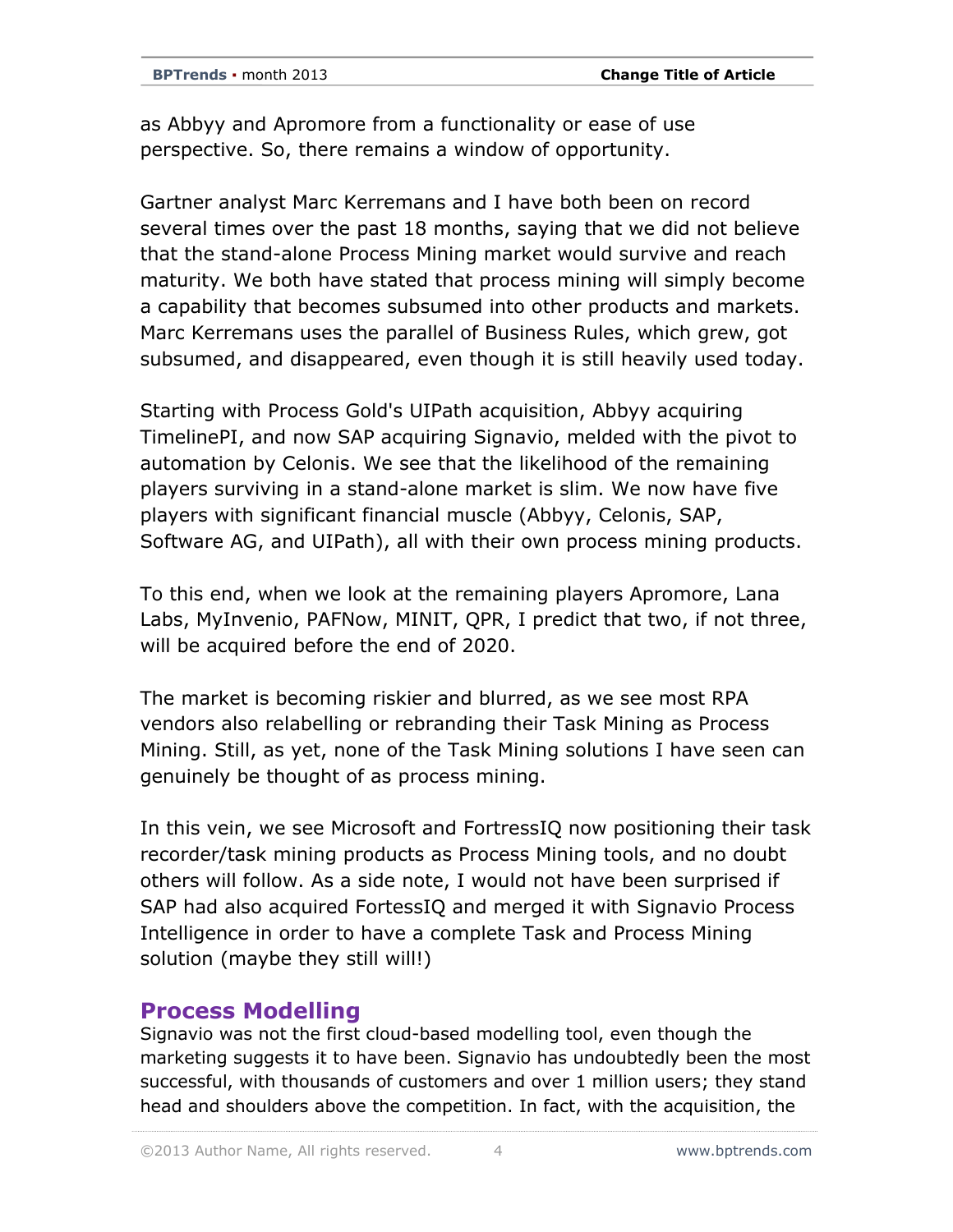as Abbyy and Apromore from a functionality or ease of use perspective. So, there remains a window of opportunity.

Gartner analyst Marc Kerremans and I have both been on record several times over the past 18 months, saying that we did not believe that the stand-alone Process Mining market would survive and reach maturity. We both have stated that process mining will simply become a capability that becomes subsumed into other products and markets. Marc Kerremans uses the parallel of Business Rules, which grew, got subsumed, and disappeared, even though it is still heavily used today.

Starting with Process Gold's UIPath acquisition, Abbyy acquiring TimelinePI, and now SAP acquiring Signavio, melded with the pivot to automation by Celonis. We see that the likelihood of the remaining players surviving in a stand-alone market is slim. We now have five players with significant financial muscle (Abbyy, Celonis, SAP, Software AG, and UIPath), all with their own process mining products.

To this end, when we look at the remaining players Apromore, Lana Labs, MyInvenio, PAFNow, MINIT, QPR, I predict that two, if not three, will be acquired before the end of 2020.

The market is becoming riskier and blurred, as we see most RPA vendors also relabelling or rebranding their Task Mining as Process Mining. Still, as yet, none of the Task Mining solutions I have seen can genuinely be thought of as process mining.

In this vein, we see Microsoft and FortressIQ now positioning their task recorder/task mining products as Process Mining tools, and no doubt others will follow. As a side note, I would not have been surprised if SAP had also acquired FortessIQ and merged it with Signavio Process Intelligence in order to have a complete Task and Process Mining solution (maybe they still will!)

## Process Modelling

Signavio was not the first cloud-based modelling tool, even though the marketing suggests it to have been. Signavio has undoubtedly been the most successful, with thousands of customers and over 1 million users; they stand head and shoulders above the competition. In fact, with the acquisition, the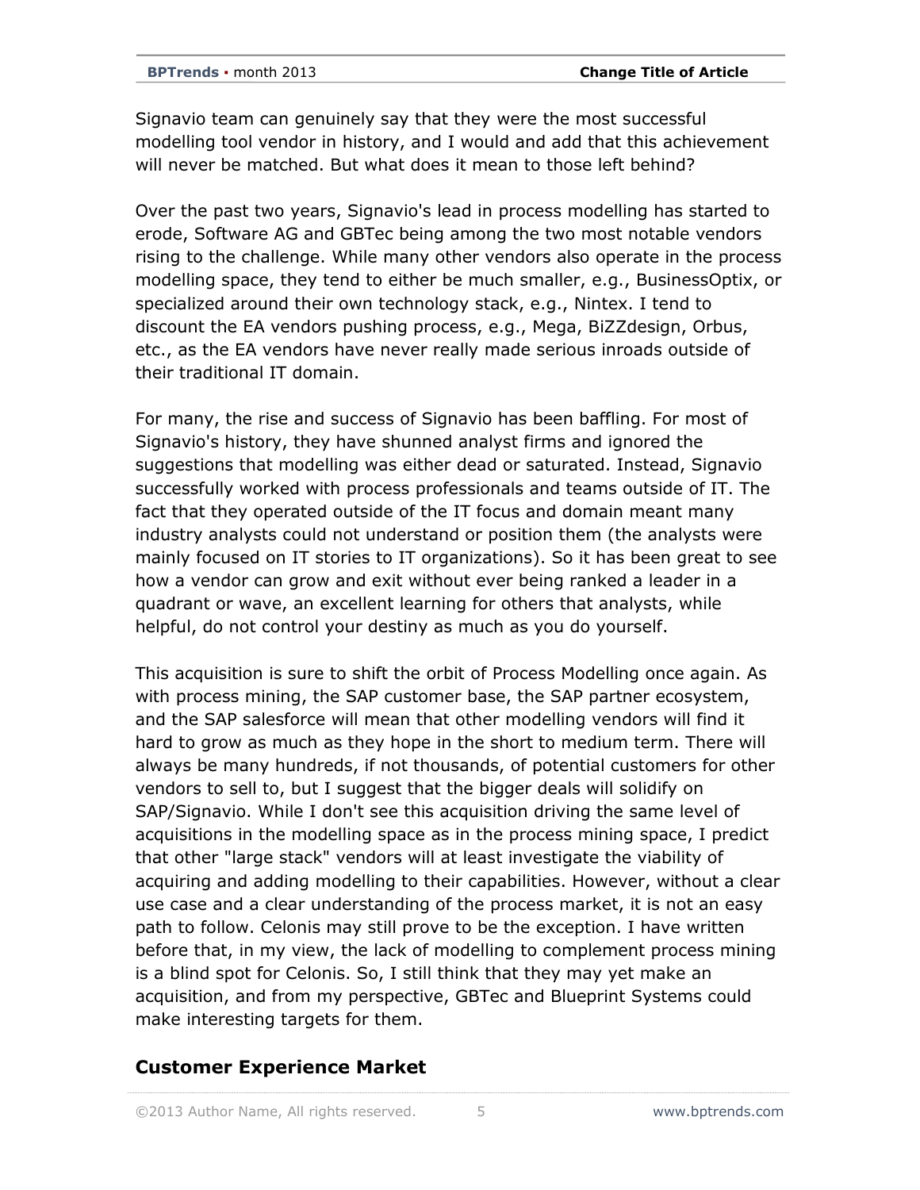Signavio team can genuinely say that they were the most successful modelling tool vendor in history, and I would and add that this achievement will never be matched. But what does it mean to those left behind?

Over the past two years, Signavio's lead in process modelling has started to erode, Software AG and GBTec being among the two most notable vendors rising to the challenge. While many other vendors also operate in the process modelling space, they tend to either be much smaller, e.g., BusinessOptix, or specialized around their own technology stack, e.g., Nintex. I tend to discount the EA vendors pushing process, e.g., Mega, BiZZdesign, Orbus, etc., as the EA vendors have never really made serious inroads outside of their traditional IT domain.

For many, the rise and success of Signavio has been baffling. For most of Signavio's history, they have shunned analyst firms and ignored the suggestions that modelling was either dead or saturated. Instead, Signavio successfully worked with process professionals and teams outside of IT. The fact that they operated outside of the IT focus and domain meant many industry analysts could not understand or position them (the analysts were mainly focused on IT stories to IT organizations). So it has been great to see how a vendor can grow and exit without ever being ranked a leader in a quadrant or wave, an excellent learning for others that analysts, while helpful, do not control your destiny as much as you do yourself.

This acquisition is sure to shift the orbit of Process Modelling once again. As with process mining, the SAP customer base, the SAP partner ecosystem, and the SAP salesforce will mean that other modelling vendors will find it hard to grow as much as they hope in the short to medium term. There will always be many hundreds, if not thousands, of potential customers for other vendors to sell to, but I suggest that the bigger deals will solidify on SAP/Signavio. While I don't see this acquisition driving the same level of acquisitions in the modelling space as in the process mining space, I predict that other "large stack" vendors will at least investigate the viability of acquiring and adding modelling to their capabilities. However, without a clear use case and a clear understanding of the process market, it is not an easy path to follow. Celonis may still prove to be the exception. I have written before that, in my view, the lack of modelling to complement process mining is a blind spot for Celonis. So, I still think that they may yet make an acquisition, and from my perspective, GBTec and Blueprint Systems could make interesting targets for them.

## Customer Experience Market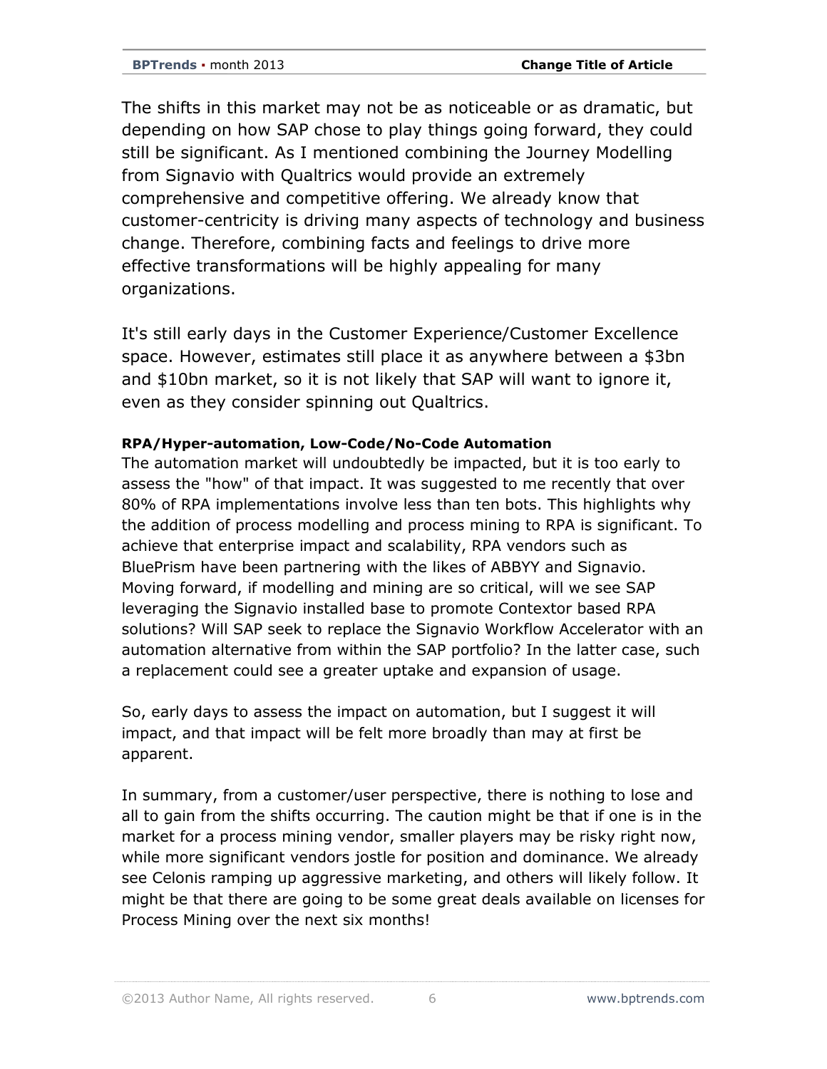The shifts in this market may not be as noticeable or as dramatic, but depending on how SAP chose to play things going forward, they could still be significant. As I mentioned combining the Journey Modelling from Signavio with Qualtrics would provide an extremely comprehensive and competitive offering. We already know that customer-centricity is driving many aspects of technology and business change. Therefore, combining facts and feelings to drive more effective transformations will be highly appealing for many organizations.

It's still early days in the Customer Experience/Customer Excellence space. However, estimates still place it as anywhere between a $3bn and $10bn market, so it is not likely that SAP will want to ignore it, even as they consider spinning out Qualtrics.

**RPA/Hyper-automation, Low-Code/No-Code Automation**

The automation market will undoubtedly be impacted, but it is too early to assess the "how" of that impact. It was suggested to me recently that over 80% of RPA implementations involve less than ten bots. This highlights why the addition of process modelling and process mining to RPA is significant. To achieve that enterprise impact and scalability, RPA vendors such as BluePrism have been partnering with the likes of ABBYY and Signavio. Moving forward, if modelling and mining are so critical, will we see SAP leveraging the Signavio installed base to promote Contextor based RPA solutions? Will SAP seek to replace the Signavio Workflow Accelerator with an automation alternative from within the SAP portfolio? In the latter case, such a replacement could see a greater uptake and expansion of usage.

So, early days to assess the impact on automation, but I suggest it will impact, and that impact will be felt more broadly than may at first be apparent.

In summary, from a customer/user perspective, there is nothing to lose and all to gain from the shifts occurring. The caution might be that if one is in the market for a process mining vendor, smaller players may be risky right now, while more significant vendors jostle for position and dominance. We already see Celonis ramping up aggressive marketing, and others will likely follow. It might be that there are going to be some great deals available on licenses for Process Mining over the next six months!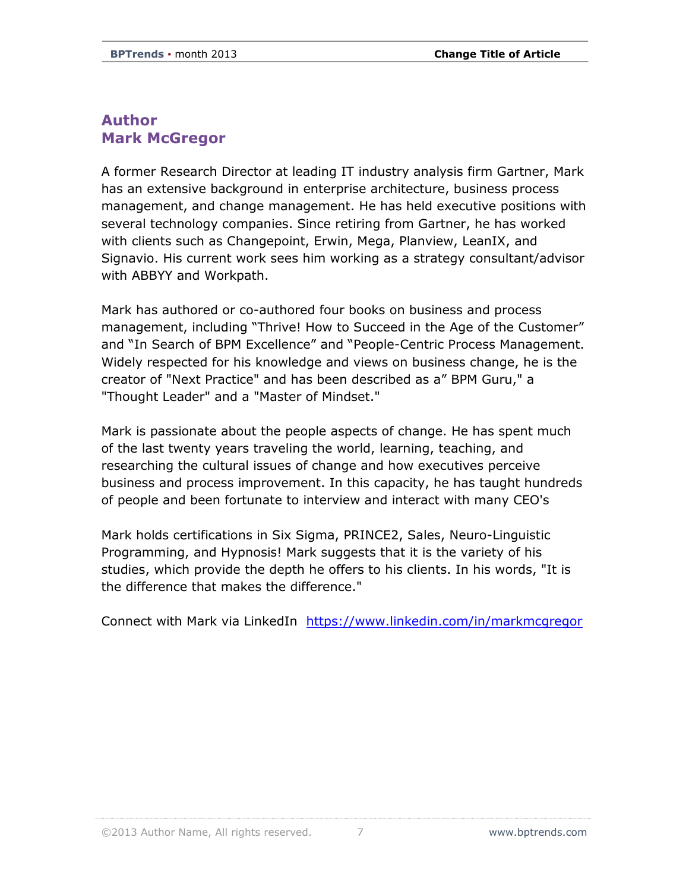## Author
## Mark McGregor

A former Research Director at leading IT industry analysis firm Gartner, Mark has an extensive background in enterprise architecture, business process management, and change management. He has held executive positions with several technology companies. Since retiring from Gartner, he has worked with clients such as Changepoint, Erwin, Mega, Planview, LeanIX, and Signavio. His current work sees him working as a strategy consultant/advisor with ABBYY and Workpath.

Mark has authored or co-authored four books on business and process management, including "Thrive! How to Succeed in the Age of the Customer" and "In Search of BPM Excellence" and "People-Centric Process Management. Widely respected for his knowledge and views on business change, he is the creator of "Next Practice" and has been described as a" BPM Guru," a "Thought Leader" and a "Master of Mindset."

Mark is passionate about the people aspects of change. He has spent much of the last twenty years traveling the world, learning, teaching, and researching the cultural issues of change and how executives perceive business and process improvement. In this capacity, he has taught hundreds of people and been fortunate to interview and interact with many CEO's

Mark holds certifications in Six Sigma, PRINCE2, Sales, Neuro-Linguistic Programming, and Hypnosis! Mark suggests that it is the variety of his studies, which provide the depth he offers to his clients. In his words, "It is the difference that makes the difference."

Connect with Mark via LinkedIn https://www.linkedin.com/in/markmcgregor